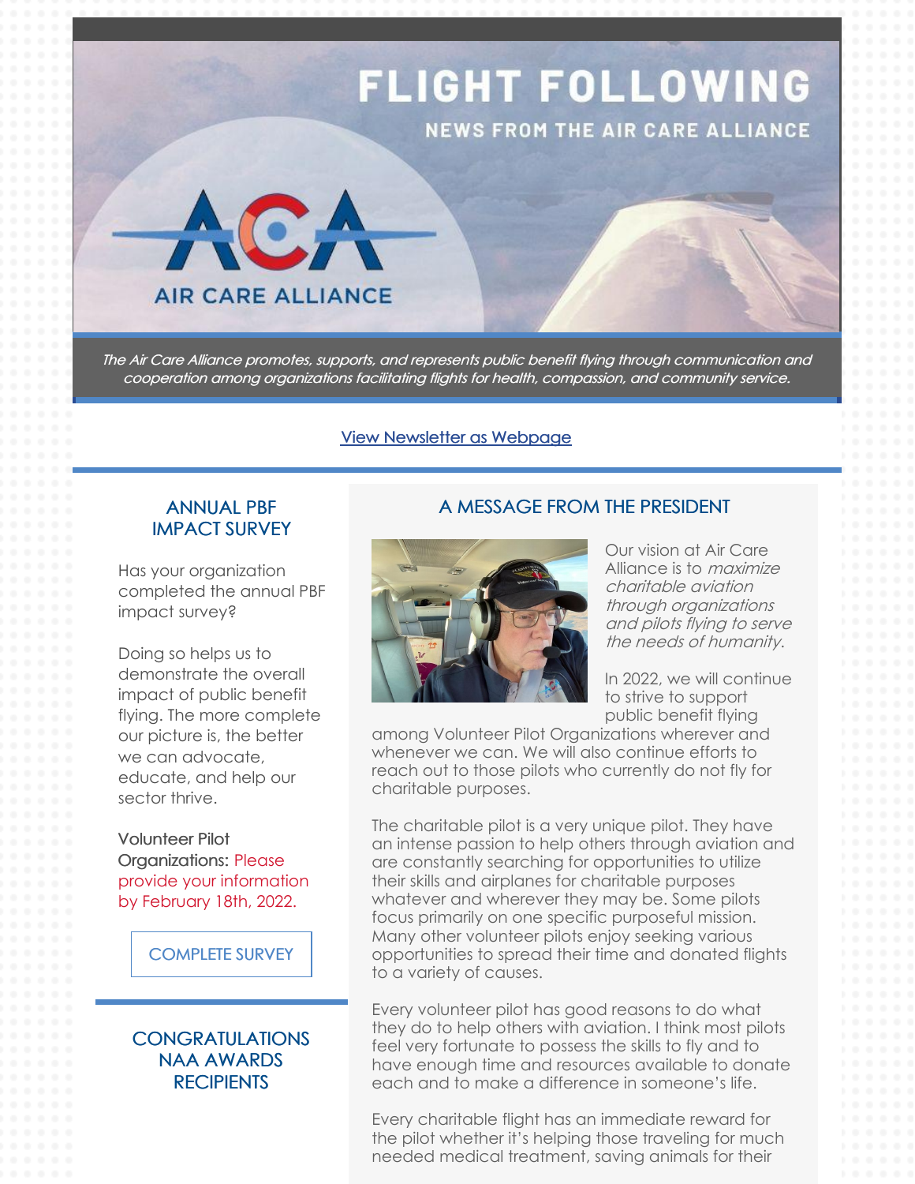# FLIGHT FOLLOWING

## NEWS FROM THE AIR CARE ALLIANCE

AIR CARE ALLIANCE

*The Air Care Alliance promotes, supports, and represents public benefit flying through communication and cooperation among organizations facilitating flights for health, compassion, and community service.*

View Newsletter as Webpage

## ANNUAL PBF IMPACT SURVEY

Has your organization completed the annual PBF impact survey?

Doing so helps us to demonstrate the overall impact of public benefit flying. The more complete our picture is, the better we can advocate, educate, and help our sector thrive.

Volunteer Pilot Organizations: Please provide your information by February 18th, 2022.

COMPLETE SURVEY

## CONGRATULATIONS NAA AWARDS RECIPIENTS

## A MESSAGE FROM THE PRESIDENT

Our vision at Air Care Alliance is to *maximize charitable aviation through organizations and pilots flying to serve the needs of humanity.*

In 2022, we will continue to strive to support public benefit flying among Volunteer Pilot Organizations wherever and whenever we can. We will also continue efforts to reach out to those pilots who currently do not fly for charitable purposes.

The charitable pilot is a very unique pilot. They have an intense passion to help others through aviation and are constantly searching for opportunities to utilize their skills and airplanes for charitable purposes whatever and wherever they may be. Some pilots focus primarily on one specific purposeful mission. Many other volunteer pilots enjoy seeking various opportunities to spread their time and donated flights to a variety of causes.

Every volunteer pilot has good reasons to do what they do to help others with aviation. I think most pilots feel very fortunate to possess the skills to fly and to have enough time and resources available to donate each and to make a difference in someone's life.

Every charitable flight has an immediate reward for the pilot whether it's helping those traveling for much needed medical treatment, saving animals for their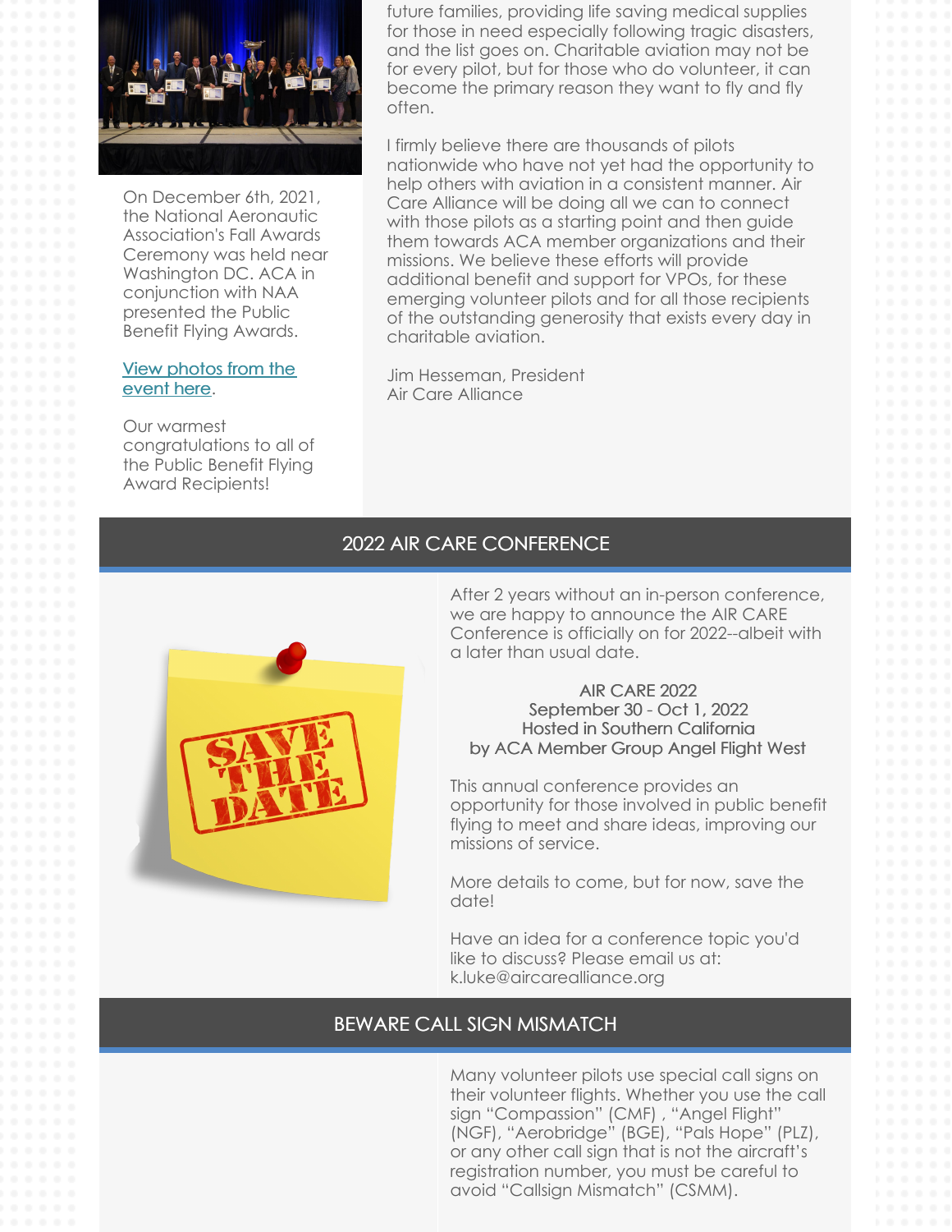On December 6th, 2021, the National Aeronautic Association's Fall Awards Ceremony was held near Washington DC. ACA in conjunction with NAA presented the Public Benefit Flying Awards.

[View photos from the event here](#).

Our warmest congratulations to all of the Public Benefit Flying Award Recipients!

future families, providing life saving medical supplies for those in need especially following tragic disasters, and the list goes on. Charitable aviation may not be for every pilot, but for those who do volunteer, it can become the primary reason they want to fly and fly often.

I firmly believe there are thousands of pilots nationwide who have not yet had the opportunity to help others with aviation in a consistent manner. Air Care Alliance will be doing all we can to connect with those pilots as a starting point and then guide them towards ACA member organizations and their missions. We believe these efforts will provide additional benefit and support for VPOs, for these emerging volunteer pilots and for all those recipients of the outstanding generosity that exists every day in charitable aviation.

Jim Hesseman, President
Air Care Alliance

## 2022 AIR CARE CONFERENCE

After 2 years without an in-person conference, we are happy to announce the AIR CARE Conference is officially on for 2022--albeit with a later than usual date.

AIR CARE 2022
September 30 - Oct 1, 2022
Hosted in Southern California
by ACA Member Group Angel Flight West

This annual conference provides an opportunity for those involved in public benefit flying to meet and share ideas, improving our missions of service.

More details to come, but for now, save the date!

Have an idea for a conference topic you'd like to discuss? Please email us at: k.luke@aircarealliance.org

## BEWARE CALL SIGN MISMATCH

Many volunteer pilots use special call signs on their volunteer flights. Whether you use the call sign "Compassion" (CMF) , "Angel Flight" (NGF), "Aerobridge" (BGE), "Pals Hope" (PLZ), or any other call sign that is not the aircraft's registration number, you must be careful to avoid "Callsign Mismatch" (CSMM).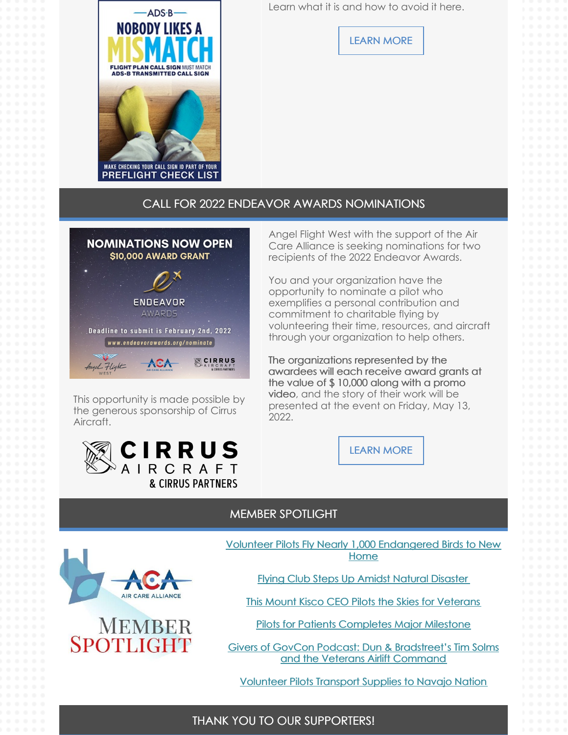Learn what it is and how to avoid it here.

LEARN MORE

## CALL FOR 2022 ENDEAVOR AWARDS NOMINATIONS

Angel Flight West with the support of the Air Care Alliance is seeking nominations for two recipients of the 2022 Endeavor Awards.

You and your organization have the opportunity to nominate a pilot who exemplifies a personal contribution and commitment to charitable flying by volunteering their time, resources, and aircraft through your organization to help others.

**The organizations represented by the awardees will each receive award grants at the value of $ 10,000 along with a promo video**, and the story of their work will be presented at the event on Friday, May 13, 2022.

LEARN MORE

This opportunity is made possible by the generous sponsorship of Cirrus Aircraft.

## MEMBER SPOTLIGHT

[Volunteer Pilots Fly Nearly 1,000 Endangered Birds to New Home]

[Flying Club Steps Up Amidst Natural Disaster]

[This Mount Kisco CEO Pilots the Skies for Veterans]

[Pilots for Patients Completes Major Milestone]

[Givers of GovCon Podcast: Dun & Bradstreet's Tim Solms and the Veterans Airlift Command]

[Volunteer Pilots Transport Supplies to Navajo Nation]

## THANK YOU TO OUR SUPPORTERS!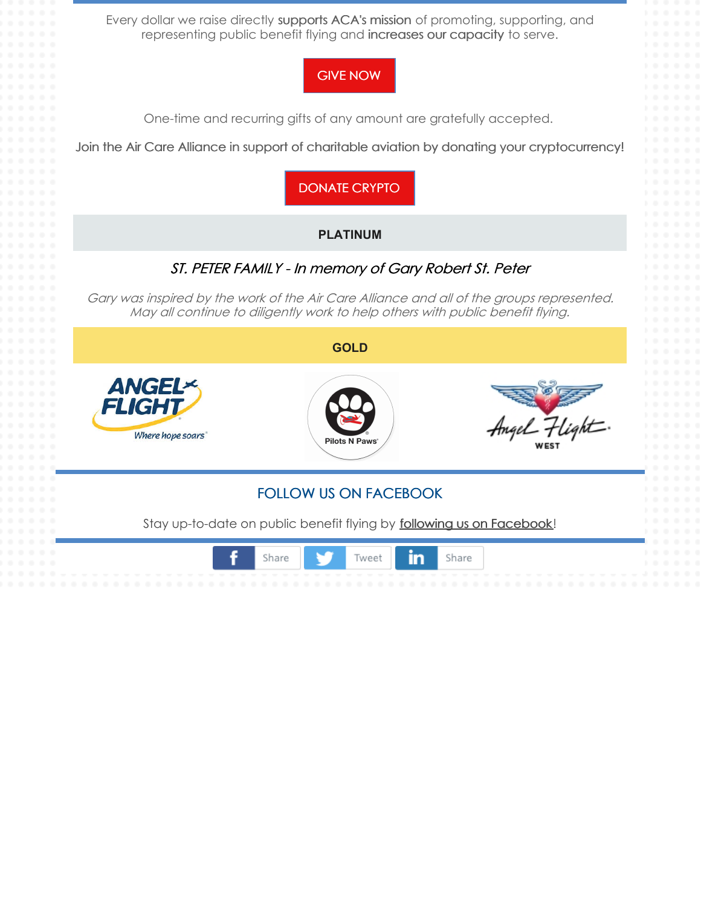Every dollar we raise directly **supports ACA's mission** of promoting, supporting, and representing public benefit flying and **increases our capacity** to serve.

GIVE NOW

One-time and recurring gifts of any amount are gratefully accepted.

Join the Air Care Alliance in support of charitable aviation by donating your cryptocurrency!

DONATE CRYPTO

**PLATINUM**

*ST. PETER FAMILY - In memory of Gary Robert St. Peter*

*Gary was inspired by the work of the Air Care Alliance and all of the groups represented. May all continue to diligently work to help others with public benefit flying.*

**GOLD**

ANGEL FLIGHT Where hope soars

Pilots N Paws

Angel Flight WEST

## FOLLOW US ON FACEBOOK

Stay up-to-date on public benefit flying by following us on Facebook!

Share Tweet Share